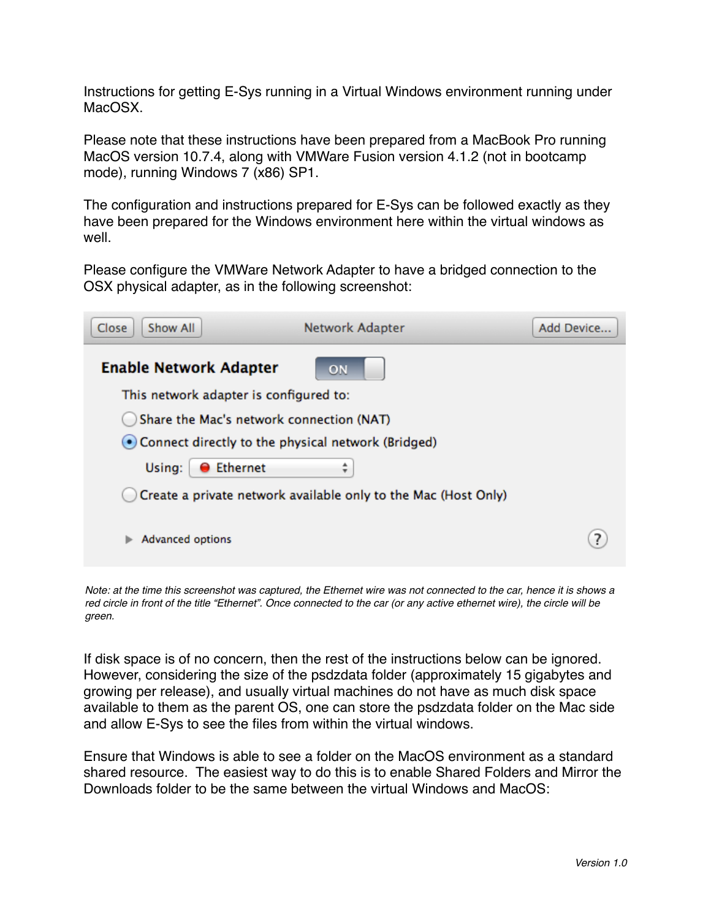Instructions for getting E-Sys running in a Virtual Windows environment running under MacOSX.

Please note that these instructions have been prepared from a MacBook Pro running MacOS version 10.7.4, along with VMWare Fusion version 4.1.2 (not in bootcamp mode), running Windows 7 (x86) SP1.

The configuration and instructions prepared for E-Sys can be followed exactly as they have been prepared for the Windows environment here within the virtual windows as well.

Please configure the VMWare Network Adapter to have a bridged connection to the OSX physical adapter, as in the following screenshot:

Close Show All Network Adapter Add Device...

Enable Network Adapter ON

This network adapter is configured to:

Share the Mac's network connection (NAT)

Connect directly to the physical network (Bridged)

Using: Ethernet

Create a private network available only to the Mac (Host Only)

Advanced options

*Note: at the time this screenshot was captured, the Ethernet wire was not connected to the car, hence it is shows a red circle in front of the title "Ethernet". Once connected to the car (or any active ethernet wire), the circle will be green.*

If disk space is of no concern, then the rest of the instructions below can be ignored. However, considering the size of the psdzdata folder (approximately 15 gigabytes and growing per release), and usually virtual machines do not have as much disk space available to them as the parent OS, one can store the psdzdata folder on the Mac side and allow E-Sys to see the files from within the virtual windows.

Ensure that Windows is able to see a folder on the MacOS environment as a standard shared resource. The easiest way to do this is to enable Shared Folders and Mirror the Downloads folder to be the same between the virtual Windows and MacOS: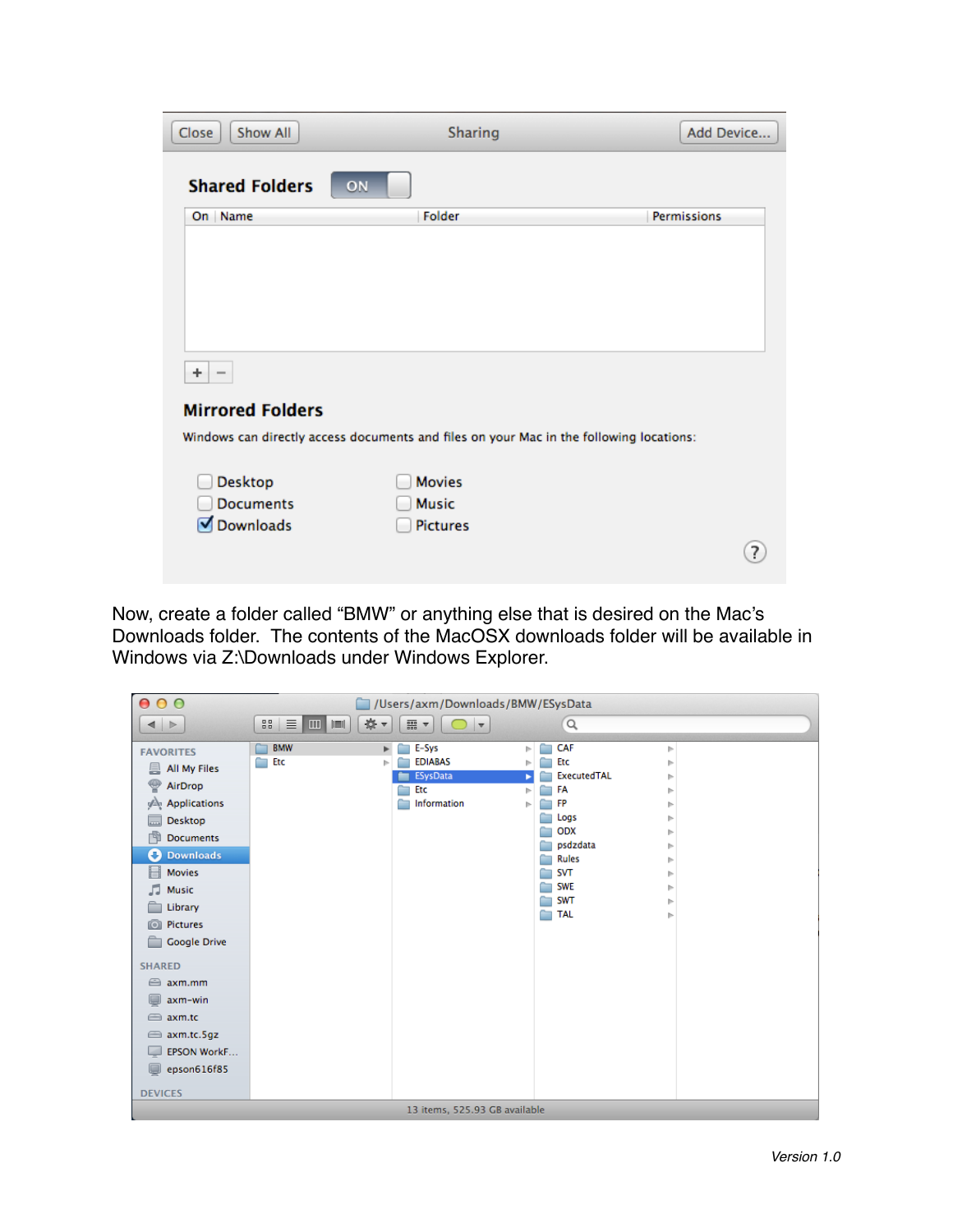Now, create a folder called “BMW” or anything else that is desired on the Mac’s Downloads folder. The contents of the MacOSX downloads folder will be available in Windows via Z:\Downloads under Windows Explorer.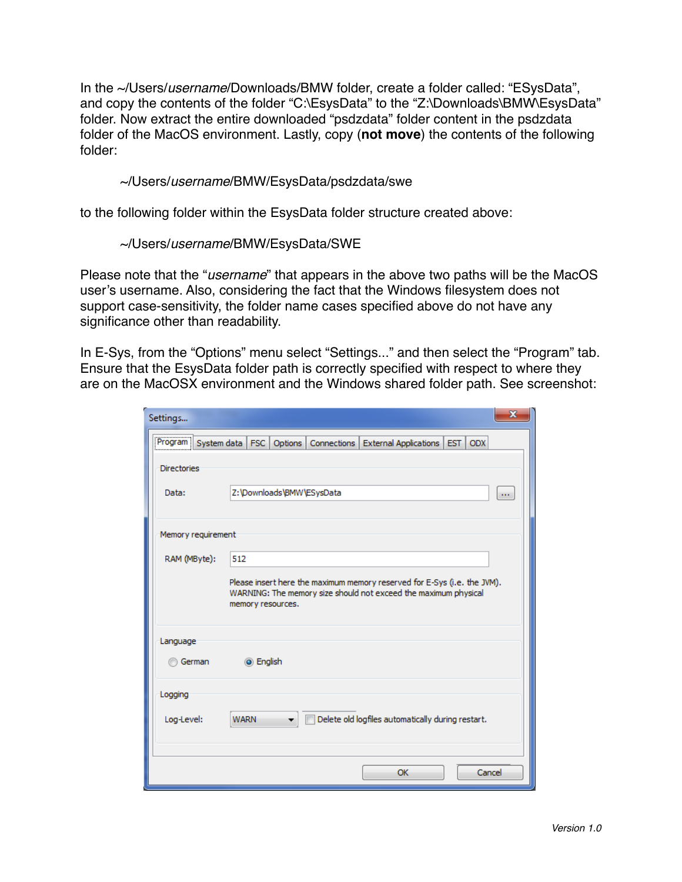In the ~/Users/*username*/Downloads/BMW folder, create a folder called: "ESysData", and copy the contents of the folder "C:\EsysData" to the "Z:\Downloads\BMW\EsysData" folder. Now extract the entire downloaded "psdzdata" folder content in the psdzdata folder of the MacOS environment. Lastly, copy (**not move**) the contents of the following folder:

> ~/Users/*username*/BMW/EsysData/psdzdata/swe

to the following folder within the EsysData folder structure created above:

> ~/Users/*username*/BMW/EsysData/SWE

Please note that the "*username*" that appears in the above two paths will be the MacOS user's username. Also, considering the fact that the Windows filesystem does not support case-sensitivity, the folder name cases specified above do not have any significance other than readability.

In E-Sys, from the "Options" menu select "Settings..." and then select the "Program" tab. Ensure that the EsysData folder path is correctly specified with respect to where they are on the MacOSX environment and the Windows shared folder path. See screenshot:

Settings...

Program | System data | FSC | Options | Connections | External Applications | EST | ODX

Directories

Data: Z:\Downloads\BMW\ESysData

Memory requirement

RAM (MByte): 512

Please insert here the maximum memory reserved for E-Sys (i.e. the JVM).
WARNING: The memory size should not exceed the maximum physical memory resources.

Language

German English

Logging

Log-Level: WARN

Delete old logfiles automatically during restart.

OK Cancel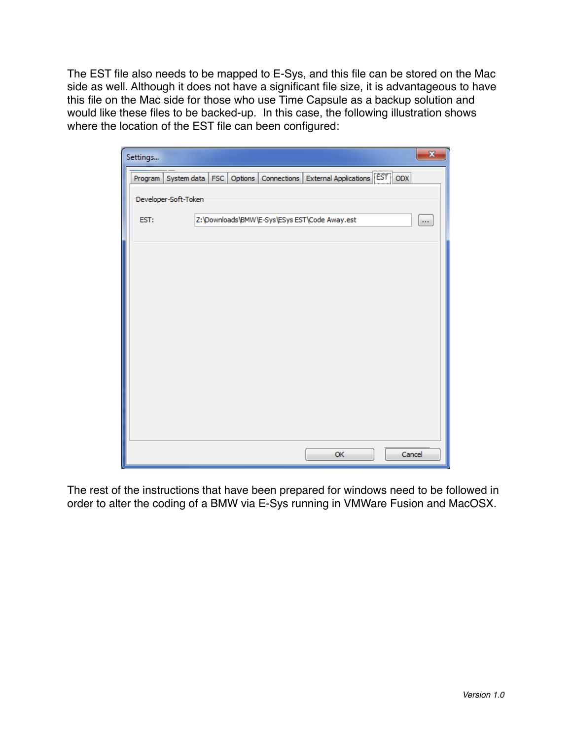The EST file also needs to be mapped to E-Sys, and this file can be stored on the Mac side as well. Although it does not have a significant file size, it is advantageous to have this file on the Mac side for those who use Time Capsule as a backup solution and would like these files to be backed-up. In this case, the following illustration shows where the location of the EST file can been configured:

The rest of the instructions that have been prepared for windows need to be followed in order to alter the coding of a BMW via E-Sys running in VMWare Fusion and MacOSX.